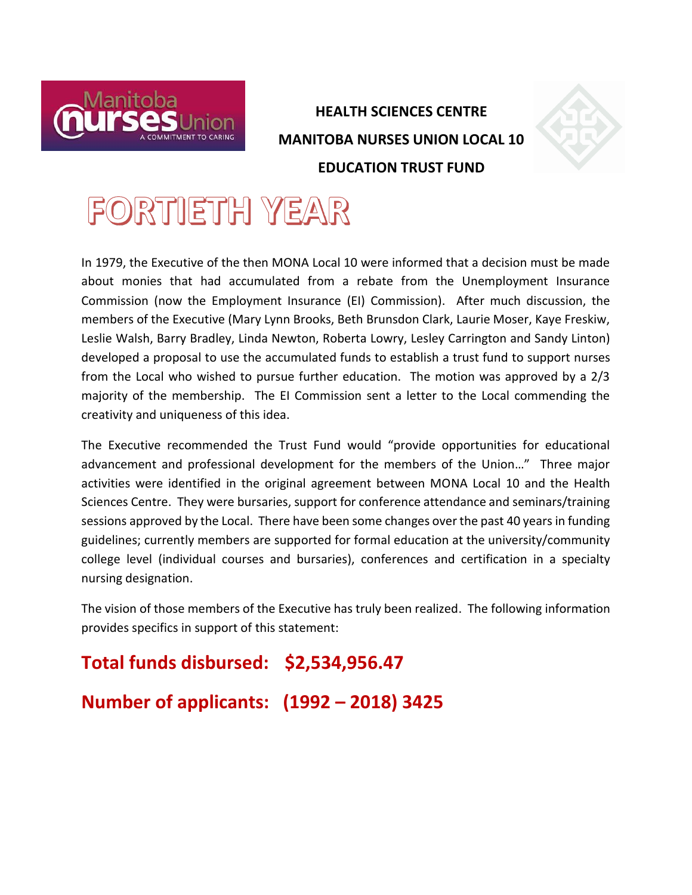**HEALTH SCIENCES CENTRE**

**MANITOBA NURSES UNION LOCAL 10**

**EDUCATION TRUST FUND**

# FORTIETH YEAR

In 1979, the Executive of the then MONA Local 10 were informed that a decision must be made about monies that had accumulated from a rebate from the Unemployment Insurance Commission (now the Employment Insurance (EI) Commission). After much discussion, the members of the Executive (Mary Lynn Brooks, Beth Brunsdon Clark, Laurie Moser, Kaye Freskiw, Leslie Walsh, Barry Bradley, Linda Newton, Roberta Lowry, Lesley Carrington and Sandy Linton) developed a proposal to use the accumulated funds to establish a trust fund to support nurses from the Local who wished to pursue further education. The motion was approved by a 2/3 majority of the membership. The EI Commission sent a letter to the Local commending the creativity and uniqueness of this idea.

The Executive recommended the Trust Fund would "provide opportunities for educational advancement and professional development for the members of the Union…" Three major activities were identified in the original agreement between MONA Local 10 and the Health Sciences Centre. They were bursaries, support for conference attendance and seminars/training sessions approved by the Local. There have been some changes over the past 40 years in funding guidelines; currently members are supported for formal education at the university/community college level (individual courses and bursaries), conferences and certification in a specialty nursing designation.

The vision of those members of the Executive has truly been realized. The following information provides specifics in support of this statement:

## Total funds disbursed: $2,534,956.47

## Number of applicants: (1992 – 2018) 3425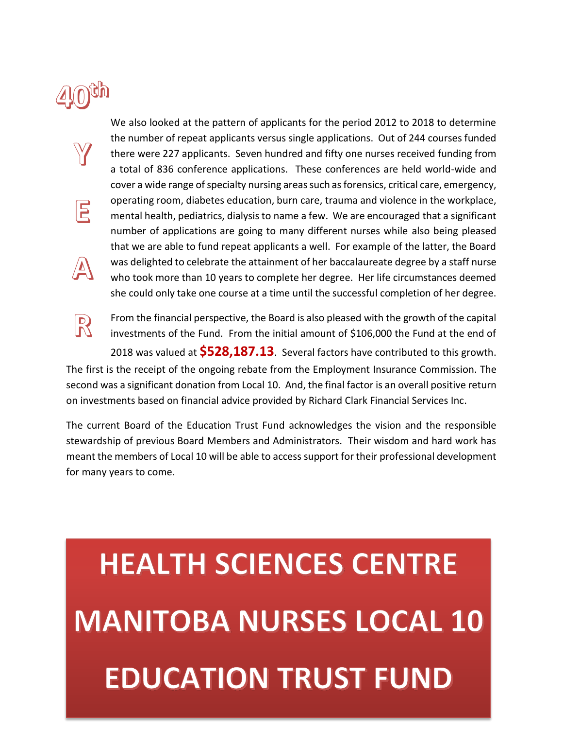# 40th

# Y E A R

We also looked at the pattern of applicants for the period 2012 to 2018 to determine the number of repeat applicants versus single applications. Out of 244 courses funded there were 227 applicants. Seven hundred and fifty one nurses received funding from a total of 836 conference applications. These conferences are held world-wide and cover a wide range of specialty nursing areas such as forensics, critical care, emergency, operating room, diabetes education, burn care, trauma and violence in the workplace, mental health, pediatrics, dialysis to name a few. We are encouraged that a significant number of applications are going to many different nurses while also being pleased that we are able to fund repeat applicants a well. For example of the latter, the Board was delighted to celebrate the attainment of her baccalaureate degree by a staff nurse who took more than 10 years to complete her degree. Her life circumstances deemed she could only take one course at a time until the successful completion of her degree.

From the financial perspective, the Board is also pleased with the growth of the capital investments of the Fund. From the initial amount of $106,000 the Fund at the end of 2018 was valued at **$528,187.13**. Several factors have contributed to this growth. The first is the receipt of the ongoing rebate from the Employment Insurance Commission. The second was a significant donation from Local 10. And, the final factor is an overall positive return on investments based on financial advice provided by Richard Clark Financial Services Inc.

The current Board of the Education Trust Fund acknowledges the vision and the responsible stewardship of previous Board Members and Administrators. Their wisdom and hard work has meant the members of Local 10 will be able to access support for their professional development for many years to come.

# HEALTH SCIENCES CENTRE
# MANITOBA NURSES LOCAL 10
# EDUCATION TRUST FUND